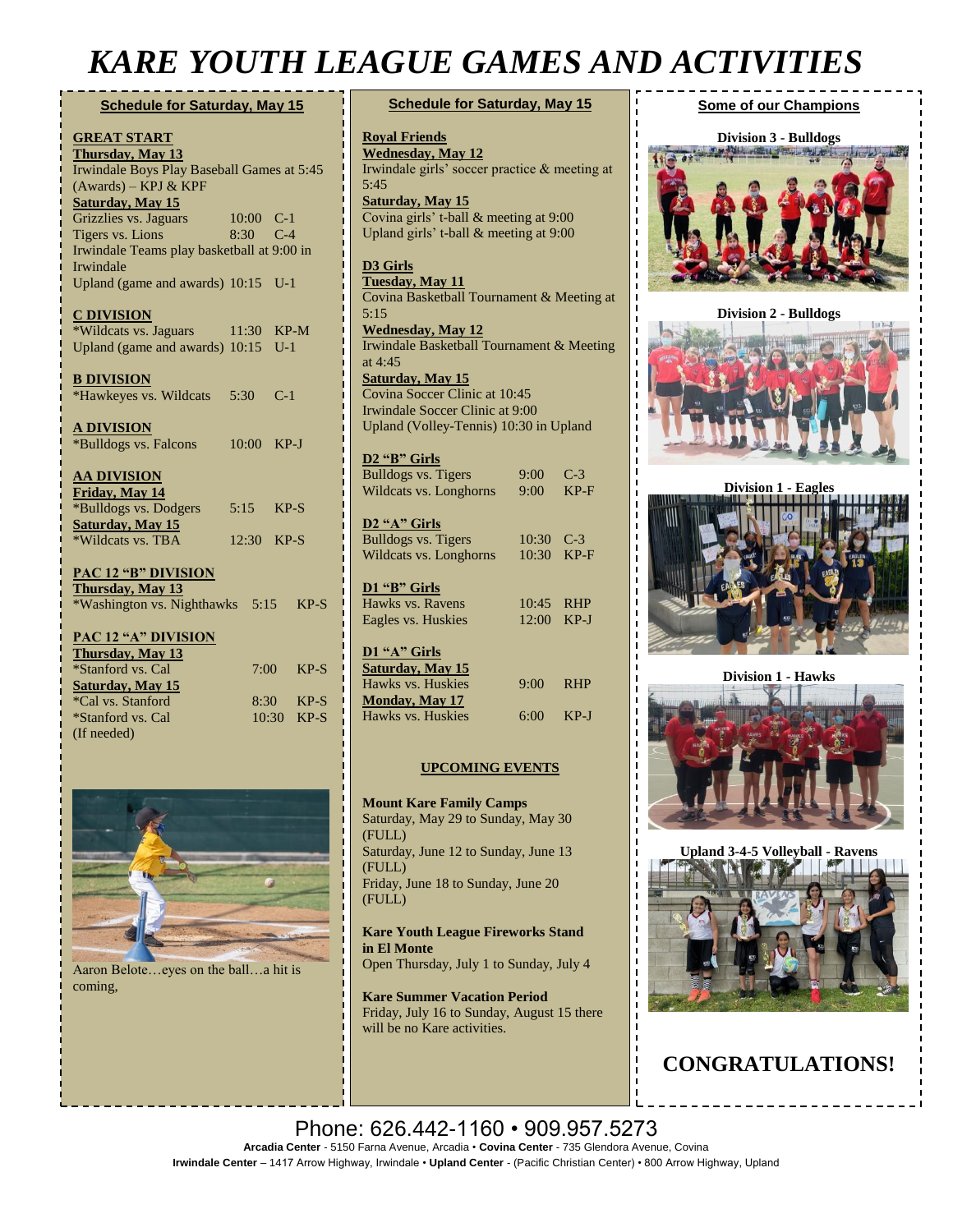# KARE YOUTH LEAGUE GAMES AND ACTIVITIES

## Schedule for Saturday, May 15

**GREAT START**

**Thursday, May 13**

Irwindale Boys Play Baseball Games at 5:45 (Awards) – KPJ & KPF

**Saturday, May 15**

| | | |
|---|---|---|
| Grizzlies vs. Jaguars | 10:00 | C-1 |
| Tigers vs. Lions | 8:30 | C-4 |

Irwindale Teams play basketball at 9:00 in Irwindale

Upland (game and awards) 10:15 U-1

**C DIVISION**

| | | |
|---|---|---|
| *Wildcats vs. Jaguars | 11:30 | KP-M |
| Upland (game and awards) | 10:15 | U-1 |

**B DIVISION**

| | | |
|---|---|---|
| *Hawkeyes vs. Wildcats | 5:30 | C-1 |

**A DIVISION**

| | | |
|---|---|---|
| *Bulldogs vs. Falcons | 10:00 | KP-J |

**AA DIVISION**

**Friday, May 14**

| | | |
|---|---|---|
| *Bulldogs vs. Dodgers | 5:15 | KP-S |

**Saturday, May 15**

| | | |
|---|---|---|
| *Wildcats vs. TBA | 12:30 | KP-S |

**PAC 12 "B" DIVISION**

**Thursday, May 13**

| | | |
|---|---|---|
| *Washington vs. Nighthawks | 5:15 | KP-S |

**PAC 12 "A" DIVISION**

**Thursday, May 13**

| | | |
|---|---|---|
| *Stanford vs. Cal | 7:00 | KP-S |

**Saturday, May 15**

| | | |
|---|---|---|
| *Cal vs. Stanford | 8:30 | KP-S |
| *Stanford vs. Cal (If needed) | 10:30 | KP-S |

Aaron Belote…eyes on the ball…a hit is coming,

## Schedule for Saturday, May 15

**Royal Friends**

**Wednesday, May 12**

Irwindale girls' soccer practice & meeting at 5:45

**Saturday, May 15**

Covina girls' t-ball & meeting at 9:00

Upland girls' t-ball & meeting at 9:00

**D3 Girls**

**Tuesday, May 11**

Covina Basketball Tournament & Meeting at 5:15

**Wednesday, May 12**

Irwindale Basketball Tournament & Meeting at 4:45

**Saturday, May 15**

Covina Soccer Clinic at 10:45

Irwindale Soccer Clinic at 9:00

Upland (Volley-Tennis) 10:30 in Upland

**D2 "B" Girls**

| | | |
|---|---|---|
| Bulldogs vs. Tigers | 9:00 | C-3 |
| Wildcats vs. Longhorns | 9:00 | KP-F |

**D2 "A" Girls**

| | | |
|---|---|---|
| Bulldogs vs. Tigers | 10:30 | C-3 |
| Wildcats vs. Longhorns | 10:30 | KP-F |

**D1 "B" Girls**

| | | |
|---|---|---|
| Hawks vs. Ravens | 10:45 | RHP |
| Eagles vs. Huskies | 12:00 | KP-J |

**D1 "A" Girls**

**Saturday, May 15**

| | | |
|---|---|---|
| Hawks vs. Huskies | 9:00 | RHP |

**Monday, May 17**

| | | |
|---|---|---|
| Hawks vs. Huskies | 6:00 | KP-J |

### UPCOMING EVENTS

**Mount Kare Family Camps**

Saturday, May 29 to Sunday, May 30 (FULL)

Saturday, June 12 to Sunday, June 13 (FULL)

Friday, June 18 to Sunday, June 20 (FULL)

**Kare Youth League Fireworks Stand in El Monte**

Open Thursday, July 1 to Sunday, July 4

**Kare Summer Vacation Period**

Friday, July 16 to Sunday, August 15 there will be no Kare activities.

## Some of our Champions

**Division 3 - Bulldogs**

**Division 2 - Bulldogs**

**Division 1 - Eagles**

**Division 1 - Hawks**

**Upland 3-4-5 Volleyball - Ravens**

## CONGRATULATIONS!

Phone: 626.442-1160 • 909.957.5273

**Arcadia Center** - 5150 Farna Avenue, Arcadia • **Covina Center** - 735 Glendora Avenue, Covina

**Irwindale Center** – 1417 Arrow Highway, Irwindale • **Upland Center** - (Pacific Christian Center) • 800 Arrow Highway, Upland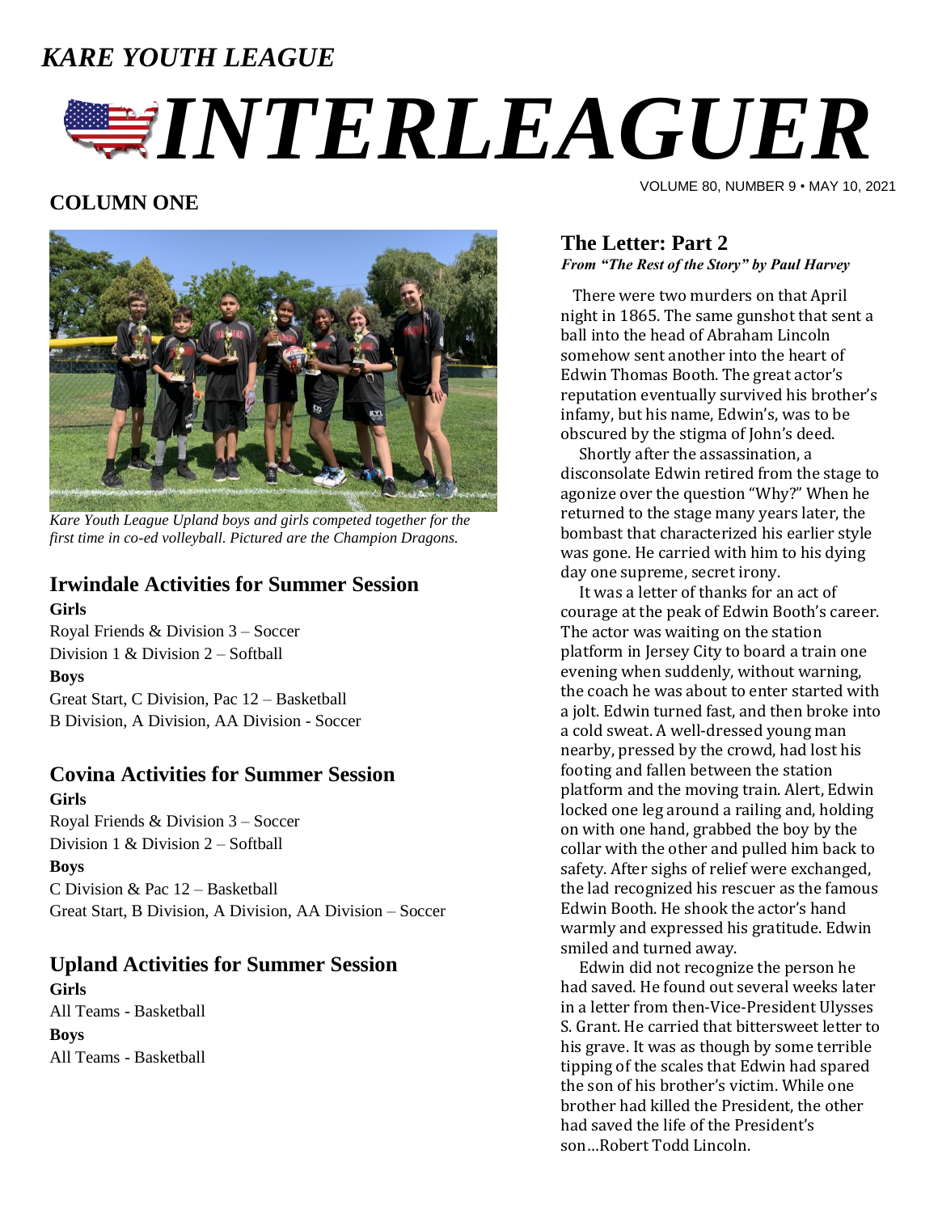*KARE YOUTH LEAGUE*

# *INTERLEAGUER*

VOLUME 80, NUMBER 9 • MAY 10, 2021

## COLUMN ONE

*Kare Youth League Upland boys and girls competed together for the first time in co-ed volleyball. Pictured are the Champion Dragons.*

### Irwindale Activities for Summer Session

**Girls**

Royal Friends & Division 3 – Soccer
Division 1 & Division 2 – Softball

**Boys**

Great Start, C Division, Pac 12 – Basketball
B Division, A Division, AA Division - Soccer

### Covina Activities for Summer Session

**Girls**

Royal Friends & Division 3 – Soccer
Division 1 & Division 2 – Softball

**Boys**

C Division & Pac 12 – Basketball
Great Start, B Division, A Division, AA Division – Soccer

### Upland Activities for Summer Session

**Girls**

All Teams - Basketball

**Boys**

All Teams - Basketball

## The Letter: Part 2

***From "The Rest of the Story" by Paul Harvey***

There were two murders on that April night in 1865. The same gunshot that sent a ball into the head of Abraham Lincoln somehow sent another into the heart of Edwin Thomas Booth. The great actor's reputation eventually survived his brother's infamy, but his name, Edwin's, was to be obscured by the stigma of John's deed.

Shortly after the assassination, a disconsolate Edwin retired from the stage to agonize over the question "Why?" When he returned to the stage many years later, the bombast that characterized his earlier style was gone. He carried with him to his dying day one supreme, secret irony.

It was a letter of thanks for an act of courage at the peak of Edwin Booth's career. The actor was waiting on the station platform in Jersey City to board a train one evening when suddenly, without warning, the coach he was about to enter started with a jolt. Edwin turned fast, and then broke into a cold sweat. A well-dressed young man nearby, pressed by the crowd, had lost his footing and fallen between the station platform and the moving train. Alert, Edwin locked one leg around a railing and, holding on with one hand, grabbed the boy by the collar with the other and pulled him back to safety. After sighs of relief were exchanged, the lad recognized his rescuer as the famous Edwin Booth. He shook the actor's hand warmly and expressed his gratitude. Edwin smiled and turned away.

Edwin did not recognize the person he had saved. He found out several weeks later in a letter from then-Vice-President Ulysses S. Grant. He carried that bittersweet letter to his grave. It was as though by some terrible tipping of the scales that Edwin had spared the son of his brother's victim. While one brother had killed the President, the other had saved the life of the President's son…Robert Todd Lincoln.